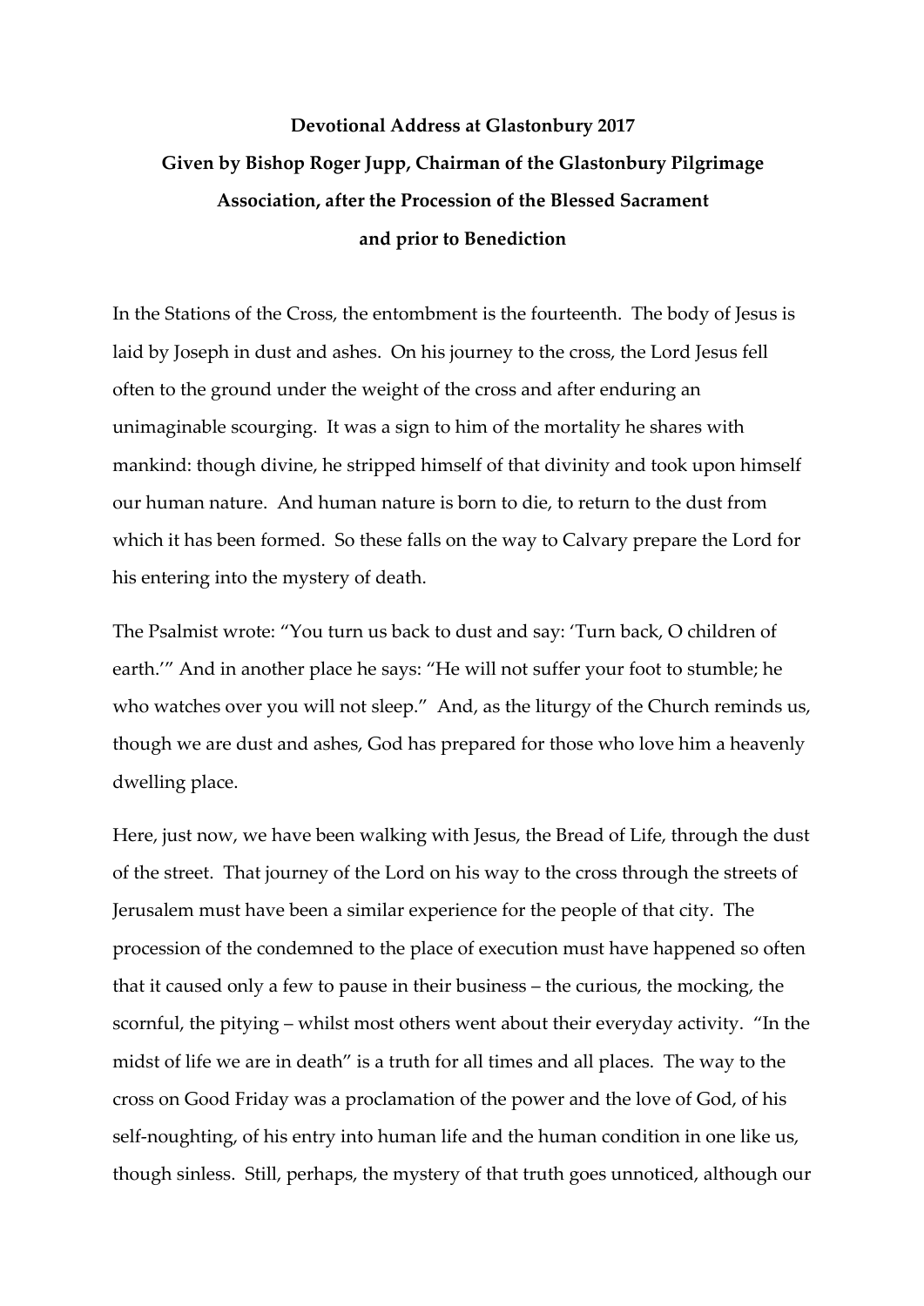**Devotional Address at Glastonbury 2017**

**Given by Bishop Roger Jupp, Chairman of the Glastonbury Pilgrimage Association, after the Procession of the Blessed Sacrament and prior to Benediction**

In the Stations of the Cross, the entombment is the fourteenth. The body of Jesus is laid by Joseph in dust and ashes. On his journey to the cross, the Lord Jesus fell often to the ground under the weight of the cross and after enduring an unimaginable scourging. It was a sign to him of the mortality he shares with mankind: though divine, he stripped himself of that divinity and took upon himself our human nature. And human nature is born to die, to return to the dust from which it has been formed. So these falls on the way to Calvary prepare the Lord for his entering into the mystery of death.

The Psalmist wrote: "You turn us back to dust and say: 'Turn back, O children of earth.'" And in another place he says: "He will not suffer your foot to stumble; he who watches over you will not sleep." And, as the liturgy of the Church reminds us, though we are dust and ashes, God has prepared for those who love him a heavenly dwelling place.

Here, just now, we have been walking with Jesus, the Bread of Life, through the dust of the street. That journey of the Lord on his way to the cross through the streets of Jerusalem must have been a similar experience for the people of that city. The procession of the condemned to the place of execution must have happened so often that it caused only a few to pause in their business – the curious, the mocking, the scornful, the pitying – whilst most others went about their everyday activity. "In the midst of life we are in death" is a truth for all times and all places. The way to the cross on Good Friday was a proclamation of the power and the love of God, of his self-noughting, of his entry into human life and the human condition in one like us, though sinless. Still, perhaps, the mystery of that truth goes unnoticed, although our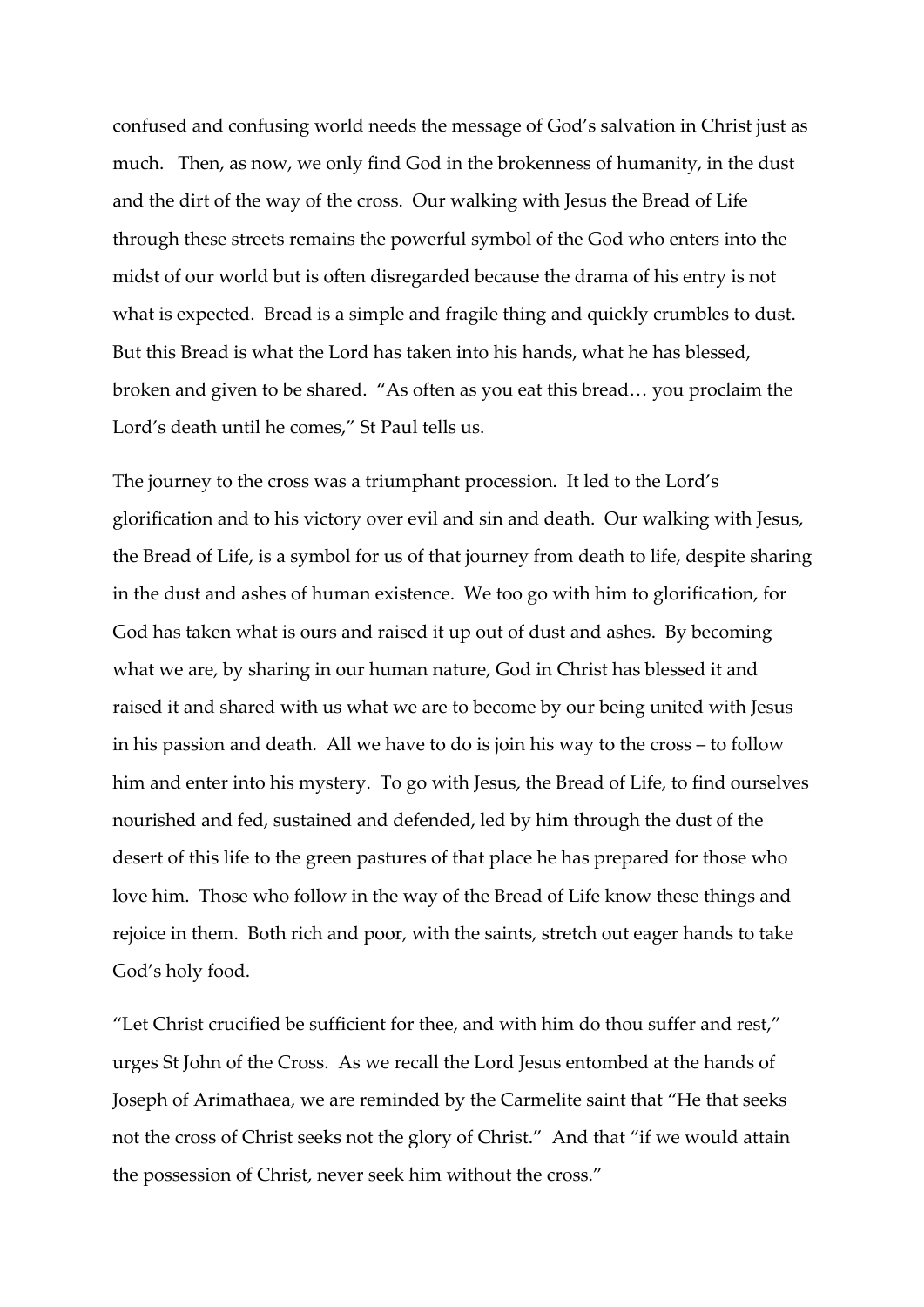confused and confusing world needs the message of God's salvation in Christ just as much. Then, as now, we only find God in the brokenness of humanity, in the dust and the dirt of the way of the cross. Our walking with Jesus the Bread of Life through these streets remains the powerful symbol of the God who enters into the midst of our world but is often disregarded because the drama of his entry is not what is expected. Bread is a simple and fragile thing and quickly crumbles to dust. But this Bread is what the Lord has taken into his hands, what he has blessed, broken and given to be shared. "As often as you eat this bread… you proclaim the Lord's death until he comes," St Paul tells us.

The journey to the cross was a triumphant procession. It led to the Lord's glorification and to his victory over evil and sin and death. Our walking with Jesus, the Bread of Life, is a symbol for us of that journey from death to life, despite sharing in the dust and ashes of human existence. We too go with him to glorification, for God has taken what is ours and raised it up out of dust and ashes. By becoming what we are, by sharing in our human nature, God in Christ has blessed it and raised it and shared with us what we are to become by our being united with Jesus in his passion and death. All we have to do is join his way to the cross – to follow him and enter into his mystery. To go with Jesus, the Bread of Life, to find ourselves nourished and fed, sustained and defended, led by him through the dust of the desert of this life to the green pastures of that place he has prepared for those who love him. Those who follow in the way of the Bread of Life know these things and rejoice in them. Both rich and poor, with the saints, stretch out eager hands to take God's holy food.

"Let Christ crucified be sufficient for thee, and with him do thou suffer and rest," urges St John of the Cross. As we recall the Lord Jesus entombed at the hands of Joseph of Arimathaea, we are reminded by the Carmelite saint that "He that seeks not the cross of Christ seeks not the glory of Christ." And that "if we would attain the possession of Christ, never seek him without the cross."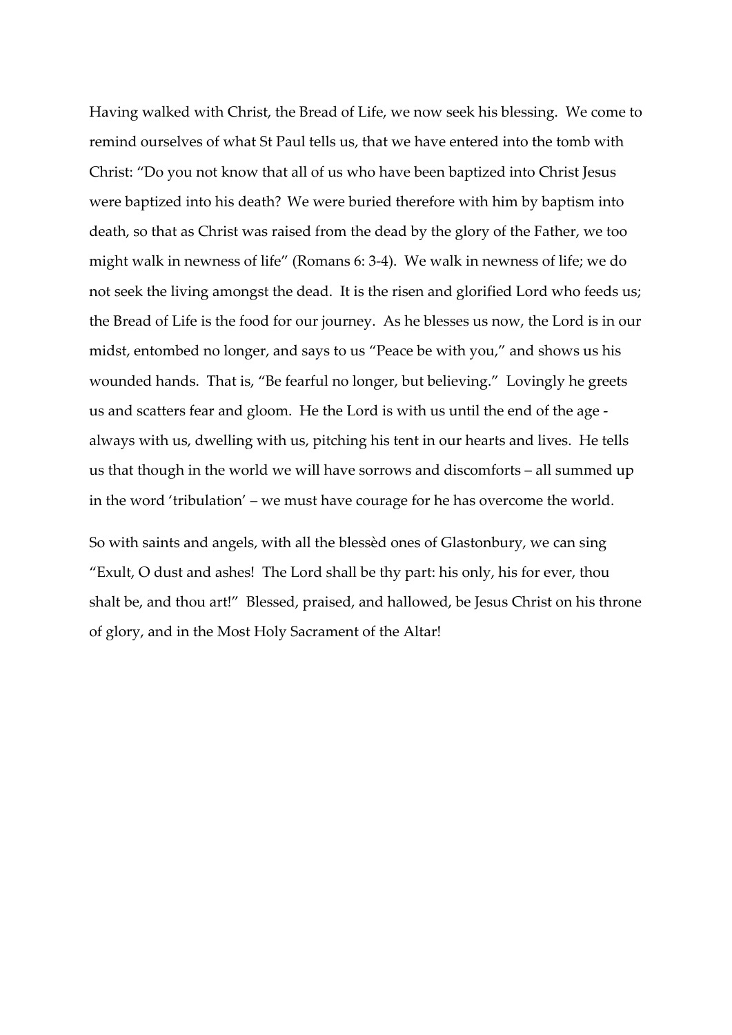Having walked with Christ, the Bread of Life, we now seek his blessing. We come to remind ourselves of what St Paul tells us, that we have entered into the tomb with Christ: "Do you not know that all of us who have been baptized into Christ Jesus were baptized into his death? We were buried therefore with him by baptism into death, so that as Christ was raised from the dead by the glory of the Father, we too might walk in newness of life" (Romans 6: 3-4). We walk in newness of life; we do not seek the living amongst the dead. It is the risen and glorified Lord who feeds us; the Bread of Life is the food for our journey. As he blesses us now, the Lord is in our midst, entombed no longer, and says to us "Peace be with you," and shows us his wounded hands. That is, "Be fearful no longer, but believing." Lovingly he greets us and scatters fear and gloom. He the Lord is with us until the end of the age - always with us, dwelling with us, pitching his tent in our hearts and lives. He tells us that though in the world we will have sorrows and discomforts – all summed up in the word 'tribulation' – we must have courage for he has overcome the world.

So with saints and angels, with all the blessèd ones of Glastonbury, we can sing "Exult, O dust and ashes! The Lord shall be thy part: his only, his for ever, thou shalt be, and thou art!" Blessed, praised, and hallowed, be Jesus Christ on his throne of glory, and in the Most Holy Sacrament of the Altar!